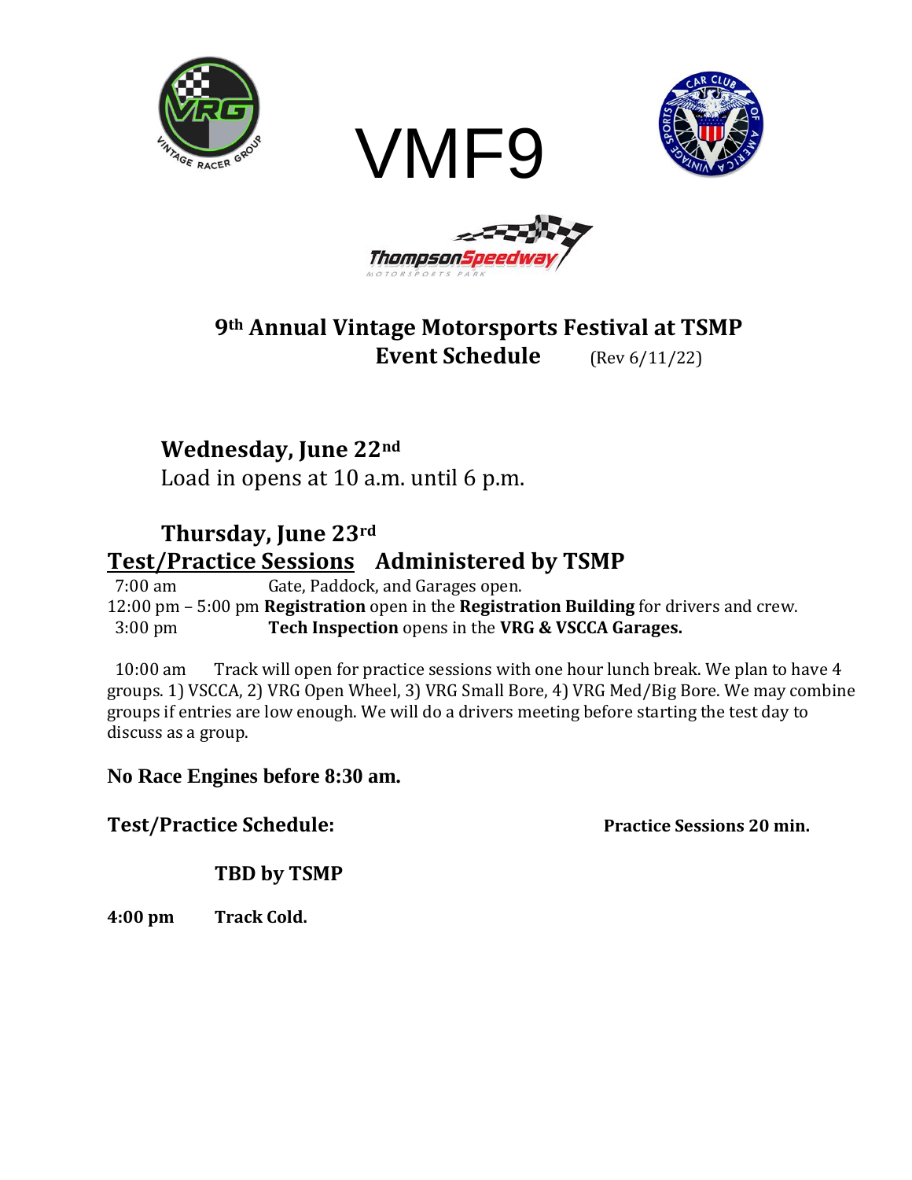# VMF9

## 9th Annual Vintage Motorsports Festival at TSMP
## Event Schedule (Rev 6/11/22)

### Wednesday, June 22nd

Load in opens at 10 a.m. until 6 p.m.

### Thursday, June 23rd

## Test/Practice Sessions Administered by TSMP

7:00 am Gate, Paddock, and Garages open.

12:00 pm – 5:00 pm **Registration** open in the **Registration Building** for drivers and crew.

3:00 pm **Tech Inspection** opens in the **VRG & VSCCA Garages.**

10:00 am Track will open for practice sessions with one hour lunch break. We plan to have 4 groups. 1) VSCCA, 2) VRG Open Wheel, 3) VRG Small Bore, 4) VRG Med/Big Bore. We may combine groups if entries are low enough. We will do a drivers meeting before starting the test day to discuss as a group.

**No Race Engines before 8:30 am.**

**Test/Practice Schedule:** **Practice Sessions 20 min.**

**TBD by TSMP**

**4:00 pm Track Cold.**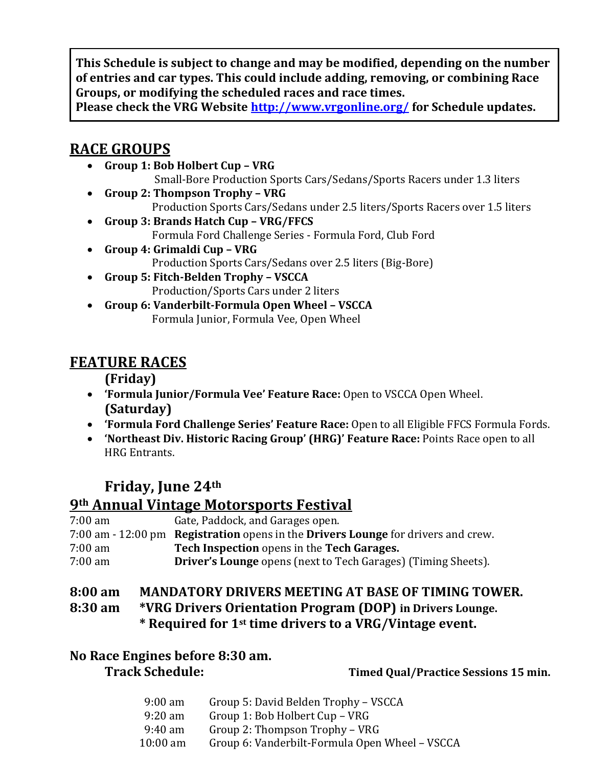**This Schedule is subject to change and may be modified, depending on the number of entries and car types. This could include adding, removing, or combining Race Groups, or modifying the scheduled races and race times.**
**Please check the VRG Website [http://www.vrgonline.org/](http://www.vrgonline.org/) for Schedule updates.**

## RACE GROUPS

- **Group 1: Bob Holbert Cup – VRG**
  Small-Bore Production Sports Cars/Sedans/Sports Racers under 1.3 liters
- **Group 2: Thompson Trophy – VRG**
  Production Sports Cars/Sedans under 2.5 liters/Sports Racers over 1.5 liters
- **Group 3: Brands Hatch Cup – VRG/FFCS**
  Formula Ford Challenge Series - Formula Ford, Club Ford
- **Group 4: Grimaldi Cup – VRG**
  Production Sports Cars/Sedans over 2.5 liters (Big-Bore)
- **Group 5: Fitch-Belden Trophy – VSCCA**
  Production/Sports Cars under 2 liters
- **Group 6: Vanderbilt-Formula Open Wheel – VSCCA**
  Formula Junior, Formula Vee, Open Wheel

## FEATURE RACES

**(Friday)**

- **'Formula Junior/Formula Vee' Feature Race:** Open to VSCCA Open Wheel.

**(Saturday)**

- **'Formula Ford Challenge Series' Feature Race:** Open to all Eligible FFCS Formula Fords.
- **'Northeast Div. Historic Racing Group' (HRG)' Feature Race:** Points Race open to all HRG Entrants.

### Friday, June 24th

## 9th Annual Vintage Motorsports Festival

7:00 am — Gate, Paddock, and Garages open.
7:00 am - 12:00 pm — **Registration** opens in the **Drivers Lounge** for drivers and crew.
7:00 am — **Tech Inspection** opens in the **Tech Garages.**
7:00 am — **Driver's Lounge** opens (next to Tech Garages) (Timing Sheets).

**8:00 am — MANDATORY DRIVERS MEETING AT BASE OF TIMING TOWER.**
**8:30 am — *VRG Drivers Orientation Program (DOP) in Drivers Lounge.**
**\* Required for 1st time drivers to a VRG/Vintage event.**

**No Race Engines before 8:30 am.**

**Track Schedule:** **Timed Qual/Practice Sessions 15 min.**

| | |
|---|---|
| 9:00 am | Group 5: David Belden Trophy – VSCCA |
| 9:20 am | Group 1: Bob Holbert Cup – VRG |
| 9:40 am | Group 2: Thompson Trophy – VRG |
| 10:00 am | Group 6: Vanderbilt-Formula Open Wheel – VSCCA |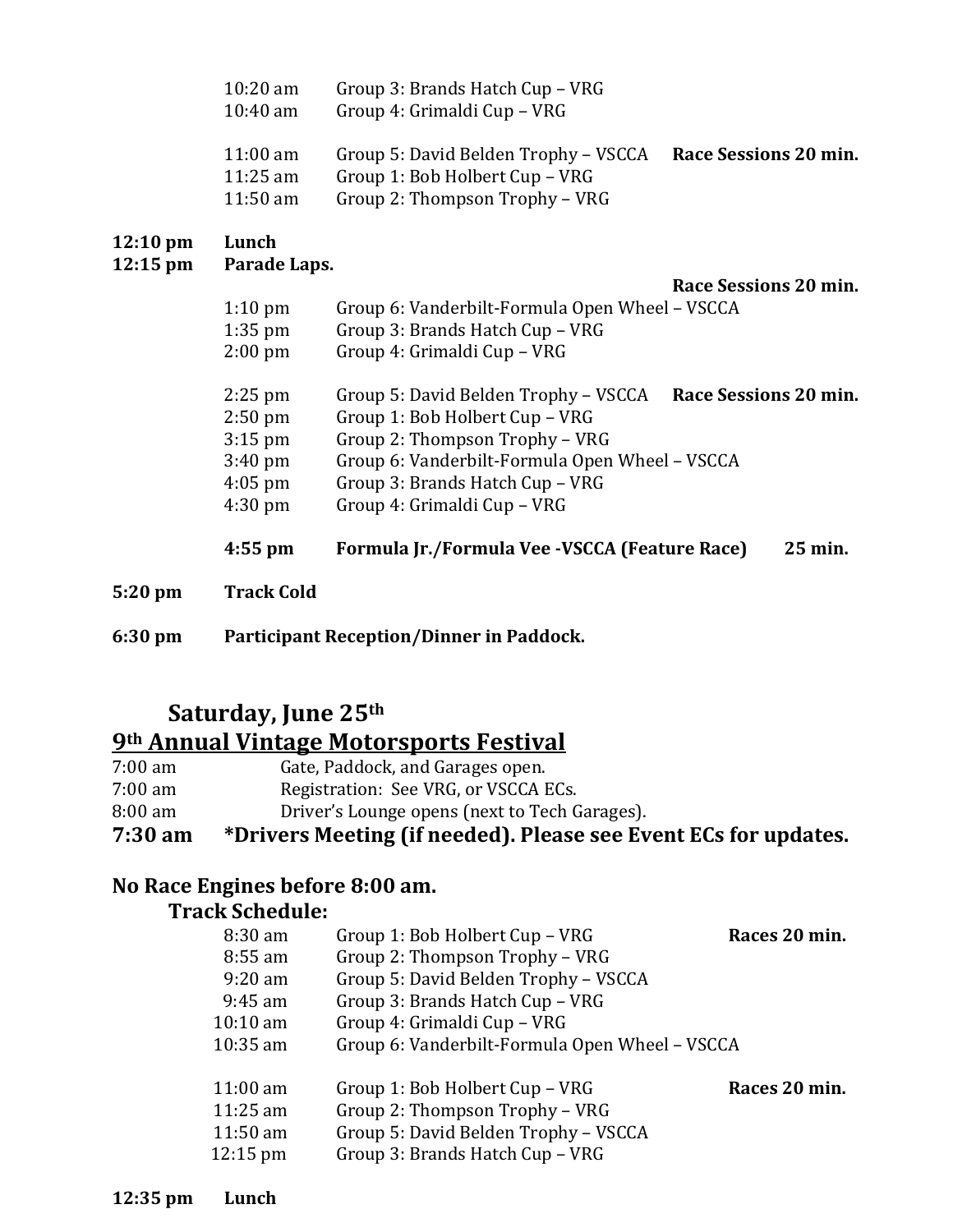| | | |
|---|---|---|
| 10:20 am | Group 3: Brands Hatch Cup – VRG | |
| 10:40 am | Group 4: Grimaldi Cup – VRG | |
| | | |
| 11:00 am | Group 5: David Belden Trophy – VSCCA | **Race Sessions 20 min.** |
| 11:25 am | Group 1: Bob Holbert Cup – VRG | |
| 11:50 am | Group 2: Thompson Trophy – VRG | |

**12:10 pm** **Lunch**

**12:15 pm** **Parade Laps.**

| | | |
|---|---|---|
| | | **Race Sessions 20 min.** |
| 1:10 pm | Group 6: Vanderbilt-Formula Open Wheel – VSCCA | |
| 1:35 pm | Group 3: Brands Hatch Cup – VRG | |
| 2:00 pm | Group 4: Grimaldi Cup – VRG | |
| | | |
| 2:25 pm | Group 5: David Belden Trophy – VSCCA | **Race Sessions 20 min.** |
| 2:50 pm | Group 1: Bob Holbert Cup – VRG | |
| 3:15 pm | Group 2: Thompson Trophy – VRG | |
| 3:40 pm | Group 6: Vanderbilt-Formula Open Wheel – VSCCA | |
| 4:05 pm | Group 3: Brands Hatch Cup – VRG | |
| 4:30 pm | Group 4: Grimaldi Cup – VRG | |
| | | |
| **4:55 pm** | **Formula Jr./Formula Vee -VSCCA (Feature Race)** | **25 min.** |

**5:20 pm** **Track Cold**

**6:30 pm** **Participant Reception/Dinner in Paddock.**

## Saturday, June 25th

## 9th Annual Vintage Motorsports Festival

7:00 am Gate, Paddock, and Garages open.

7:00 am Registration: See VRG, or VSCCA ECs.

8:00 am Driver's Lounge opens (next to Tech Garages).

**7:30 am** **\*Drivers Meeting (if needed). Please see Event ECs for updates.**

### No Race Engines before 8:00 am.

### Track Schedule:

| | | |
|---|---|---|
| 8:30 am | Group 1: Bob Holbert Cup – VRG | **Races 20 min.** |
| 8:55 am | Group 2: Thompson Trophy – VRG | |
| 9:20 am | Group 5: David Belden Trophy – VSCCA | |
| 9:45 am | Group 3: Brands Hatch Cup – VRG | |
| 10:10 am | Group 4: Grimaldi Cup – VRG | |
| 10:35 am | Group 6: Vanderbilt-Formula Open Wheel – VSCCA | |
| | | |
| 11:00 am | Group 1: Bob Holbert Cup – VRG | **Races 20 min.** |
| 11:25 am | Group 2: Thompson Trophy – VRG | |
| 11:50 am | Group 5: David Belden Trophy – VSCCA | |
| 12:15 pm | Group 3: Brands Hatch Cup – VRG | |

**12:35 pm** **Lunch**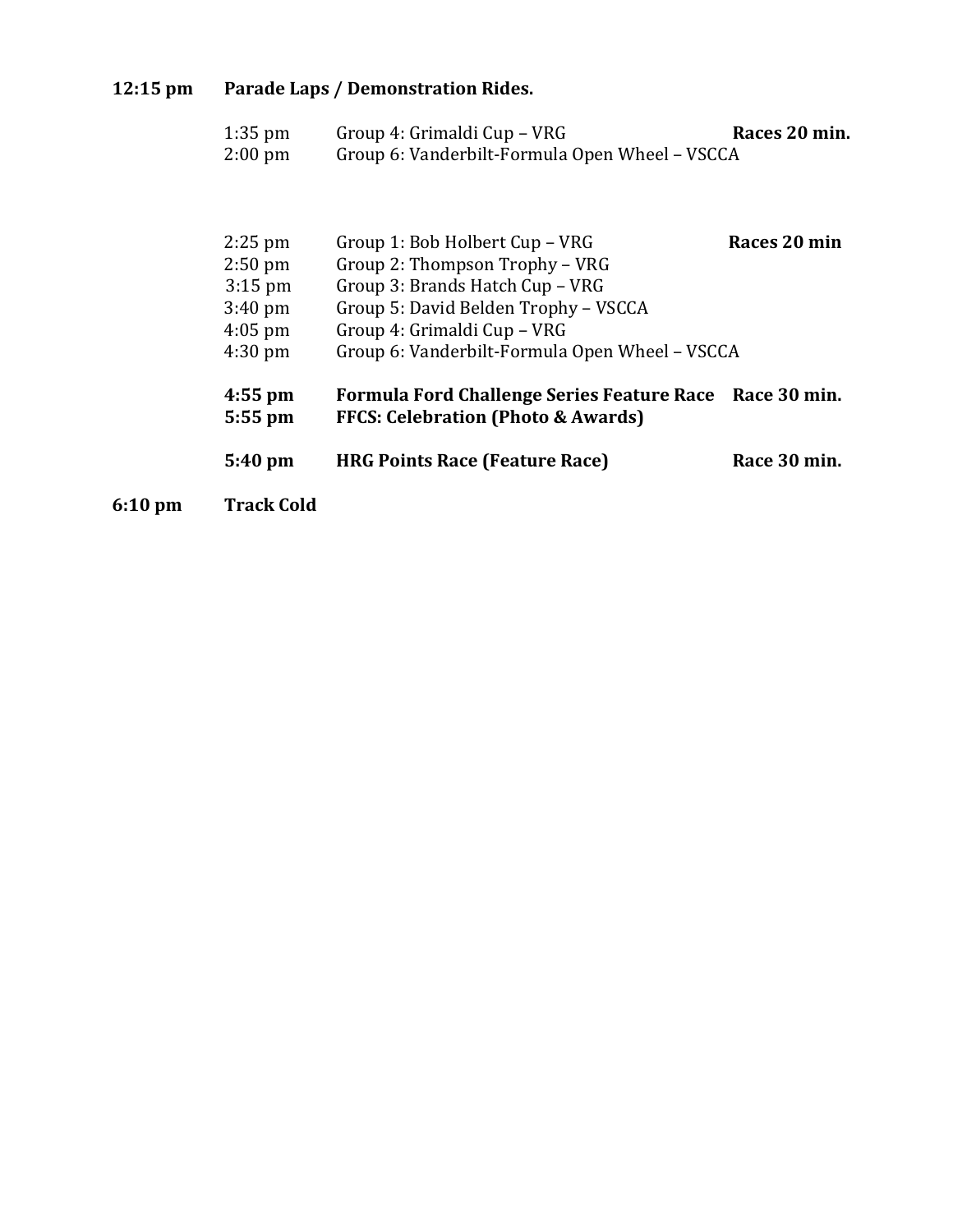**12:15 pm Parade Laps / Demonstration Rides.**

| | | |
|---|---|---|
| 1:35 pm | Group 4: Grimaldi Cup – VRG | **Races 20 min.** |
| 2:00 pm | Group 6: Vanderbilt-Formula Open Wheel – VSCCA | |

| | | |
|---|---|---|
| 2:25 pm | Group 1: Bob Holbert Cup – VRG | **Races 20 min** |
| 2:50 pm | Group 2: Thompson Trophy – VRG | |
| 3:15 pm | Group 3: Brands Hatch Cup – VRG | |
| 3:40 pm | Group 5: David Belden Trophy – VSCCA | |
| 4:05 pm | Group 4: Grimaldi Cup – VRG | |
| 4:30 pm | Group 6: Vanderbilt-Formula Open Wheel – VSCCA | |
| **4:55 pm** | **Formula Ford Challenge Series Feature Race** | **Race 30 min.** |
| **5:55 pm** | **FFCS: Celebration (Photo & Awards)** | |
| **5:40 pm** | **HRG Points Race (Feature Race)** | **Race 30 min.** |

**6:10 pm Track Cold**